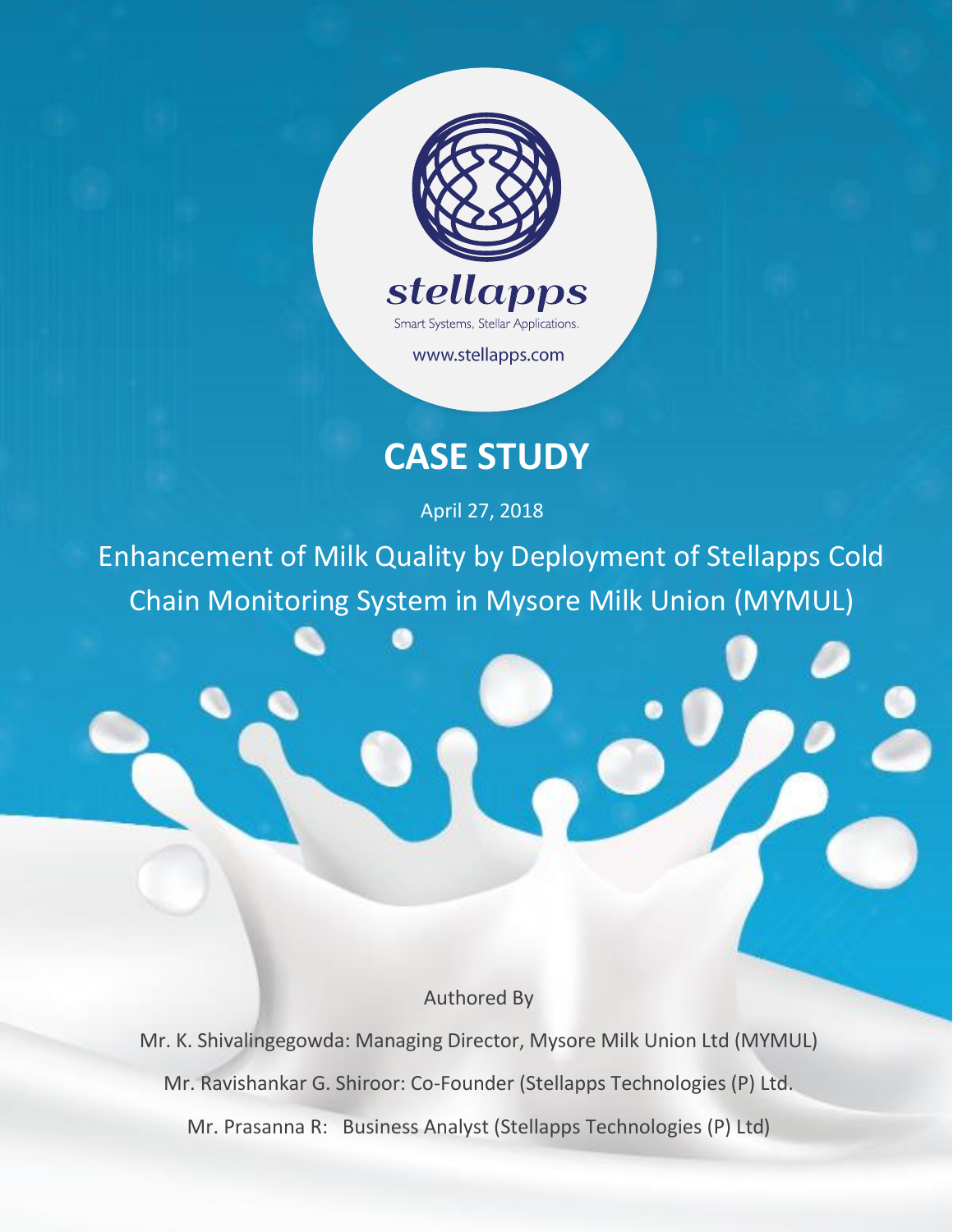stellapps

Smart Systems, Stellar Applications.

www.stellapps.com

# CASE STUDY

April 27, 2018

## Enhancement of Milk Quality by Deployment of Stellapps Cold Chain Monitoring System in Mysore Milk Union (MYMUL)

Authored By

Mr. K. Shivalingegowda: Managing Director, Mysore Milk Union Ltd (MYMUL)

Mr. Ravishankar G. Shiroor: Co-Founder (Stellapps Technologies (P) Ltd.

Mr. Prasanna R: Business Analyst (Stellapps Technologies (P) Ltd)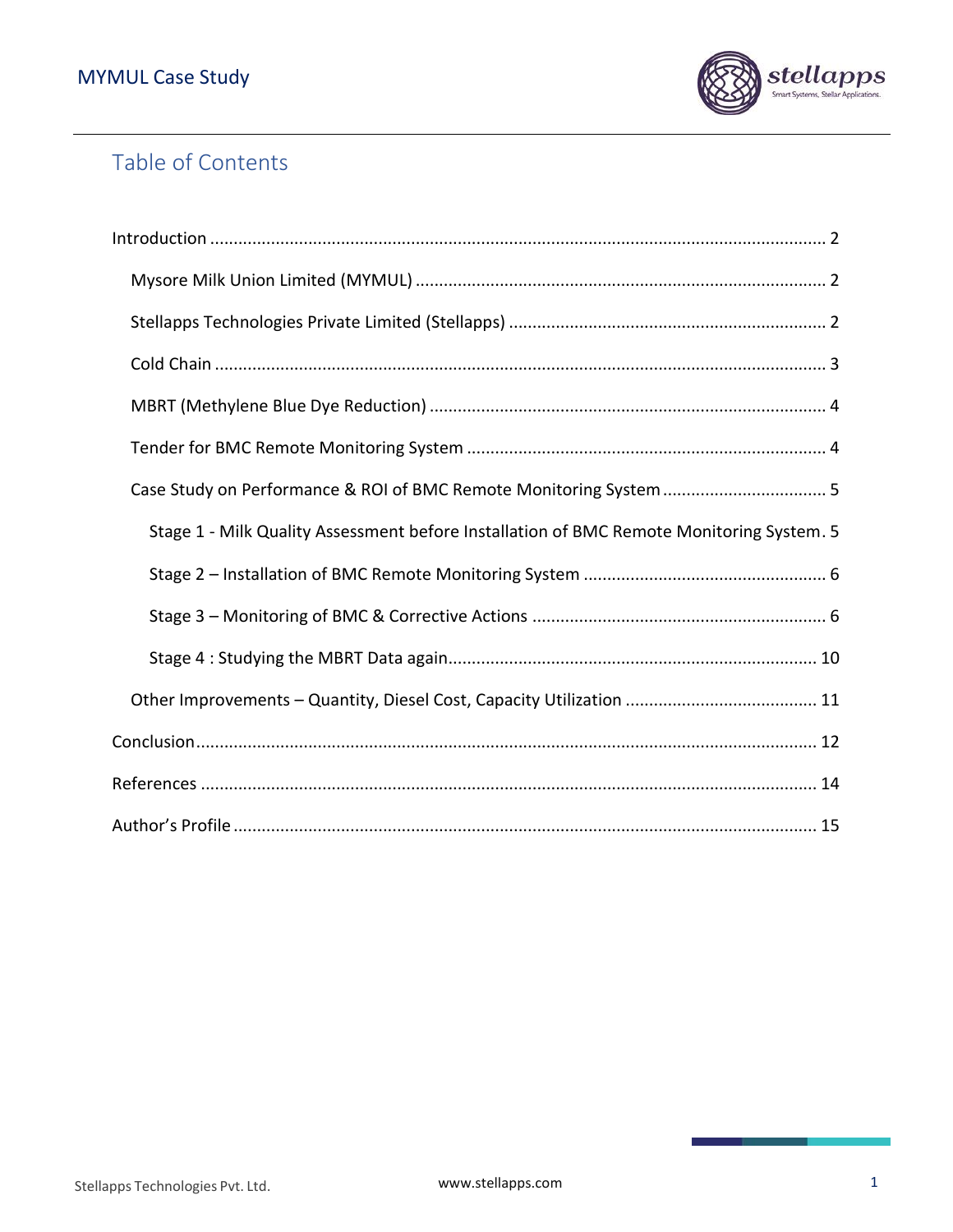## Table of Contents

- Introduction ..... 2
  - Mysore Milk Union Limited (MYMUL) ..... 2
  - Stellapps Technologies Private Limited (Stellapps) ..... 2
  - Cold Chain ..... 3
  - MBRT (Methylene Blue Dye Reduction) ..... 4
  - Tender for BMC Remote Monitoring System ..... 4
  - Case Study on Performance & ROI of BMC Remote Monitoring System ..... 5
    - Stage 1 - Milk Quality Assessment before Installation of BMC Remote Monitoring System. 5
    - Stage 2 – Installation of BMC Remote Monitoring System ..... 6
    - Stage 3 – Monitoring of BMC & Corrective Actions ..... 6
    - Stage 4 : Studying the MBRT Data again ..... 10
  - Other Improvements – Quantity, Diesel Cost, Capacity Utilization ..... 11
- Conclusion ..... 12
- References ..... 14
- Author's Profile ..... 15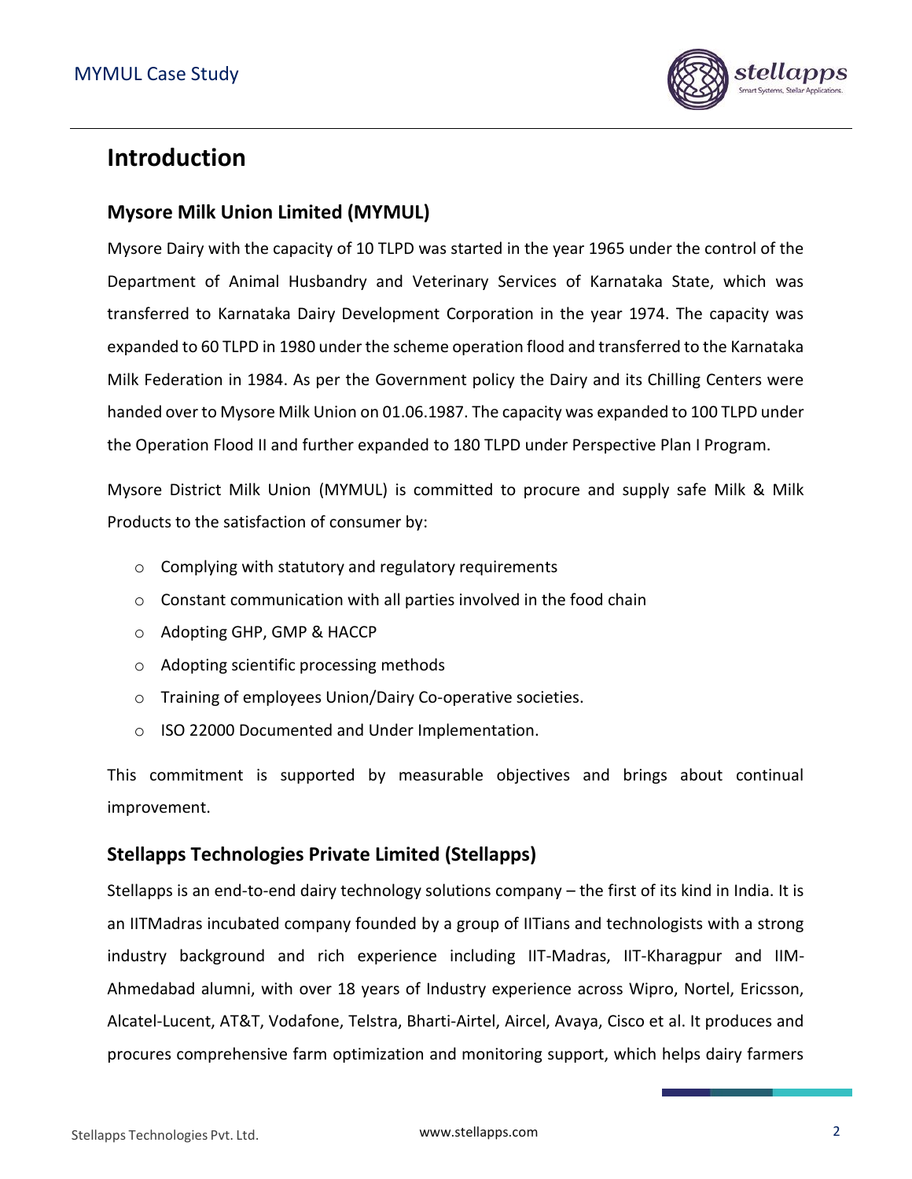# Introduction

## Mysore Milk Union Limited (MYMUL)

Mysore Dairy with the capacity of 10 TLPD was started in the year 1965 under the control of the Department of Animal Husbandry and Veterinary Services of Karnataka State, which was transferred to Karnataka Dairy Development Corporation in the year 1974. The capacity was expanded to 60 TLPD in 1980 under the scheme operation flood and transferred to the Karnataka Milk Federation in 1984. As per the Government policy the Dairy and its Chilling Centers were handed over to Mysore Milk Union on 01.06.1987. The capacity was expanded to 100 TLPD under the Operation Flood II and further expanded to 180 TLPD under Perspective Plan I Program.

Mysore District Milk Union (MYMUL) is committed to procure and supply safe Milk & Milk Products to the satisfaction of consumer by:

- Complying with statutory and regulatory requirements
- Constant communication with all parties involved in the food chain
- Adopting GHP, GMP & HACCP
- Adopting scientific processing methods
- Training of employees Union/Dairy Co-operative societies.
- ISO 22000 Documented and Under Implementation.

This commitment is supported by measurable objectives and brings about continual improvement.

## Stellapps Technologies Private Limited (Stellapps)

Stellapps is an end-to-end dairy technology solutions company – the first of its kind in India. It is an IITMadras incubated company founded by a group of IITians and technologists with a strong industry background and rich experience including IIT-Madras, IIT-Kharagpur and IIM-Ahmedabad alumni, with over 18 years of Industry experience across Wipro, Nortel, Ericsson, Alcatel-Lucent, AT&T, Vodafone, Telstra, Bharti-Airtel, Aircel, Avaya, Cisco et al. It produces and procures comprehensive farm optimization and monitoring support, which helps dairy farmers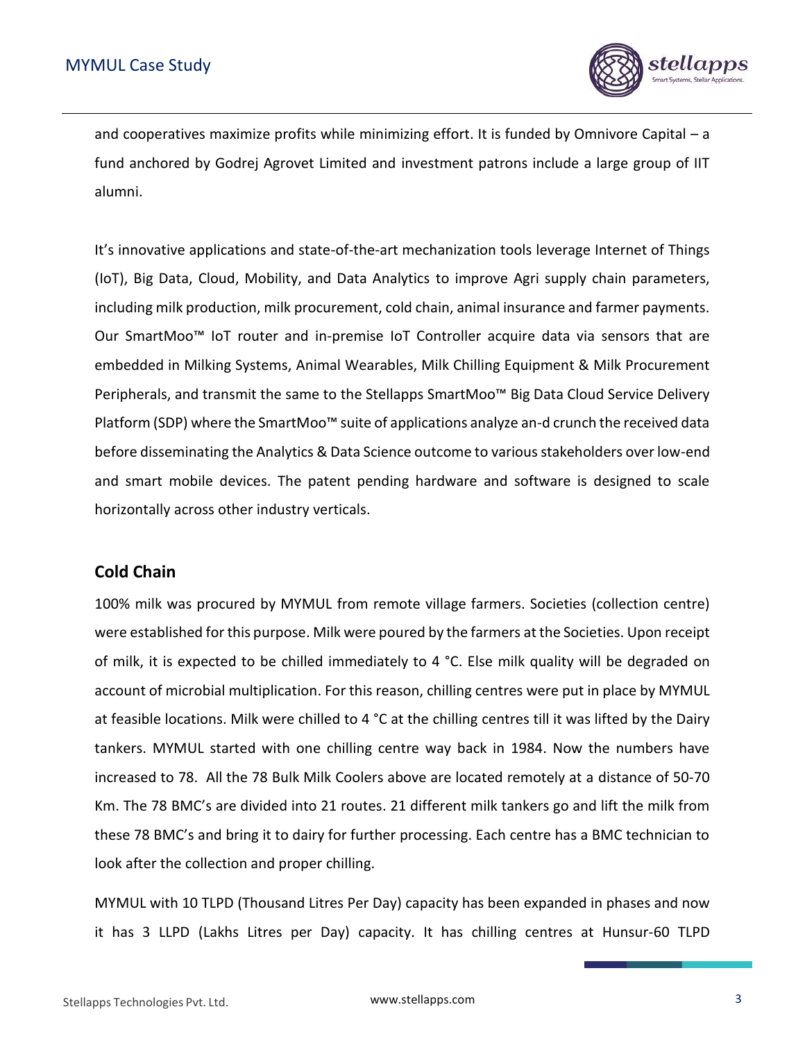and cooperatives maximize profits while minimizing effort. It is funded by Omnivore Capital – a fund anchored by Godrej Agrovet Limited and investment patrons include a large group of IIT alumni.

It's innovative applications and state-of-the-art mechanization tools leverage Internet of Things (IoT), Big Data, Cloud, Mobility, and Data Analytics to improve Agri supply chain parameters, including milk production, milk procurement, cold chain, animal insurance and farmer payments. Our SmartMoo™ IoT router and in-premise IoT Controller acquire data via sensors that are embedded in Milking Systems, Animal Wearables, Milk Chilling Equipment & Milk Procurement Peripherals, and transmit the same to the Stellapps SmartMoo™ Big Data Cloud Service Delivery Platform (SDP) where the SmartMoo™ suite of applications analyze an-d crunch the received data before disseminating the Analytics & Data Science outcome to various stakeholders over low-end and smart mobile devices. The patent pending hardware and software is designed to scale horizontally across other industry verticals.

## Cold Chain

100% milk was procured by MYMUL from remote village farmers. Societies (collection centre) were established for this purpose. Milk were poured by the farmers at the Societies. Upon receipt of milk, it is expected to be chilled immediately to 4 °C. Else milk quality will be degraded on account of microbial multiplication. For this reason, chilling centres were put in place by MYMUL at feasible locations. Milk were chilled to 4 °C at the chilling centres till it was lifted by the Dairy tankers. MYMUL started with one chilling centre way back in 1984. Now the numbers have increased to 78. All the 78 Bulk Milk Coolers above are located remotely at a distance of 50-70 Km. The 78 BMC's are divided into 21 routes. 21 different milk tankers go and lift the milk from these 78 BMC's and bring it to dairy for further processing. Each centre has a BMC technician to look after the collection and proper chilling.

MYMUL with 10 TLPD (Thousand Litres Per Day) capacity has been expanded in phases and now it has 3 LLPD (Lakhs Litres per Day) capacity. It has chilling centres at Hunsur-60 TLPD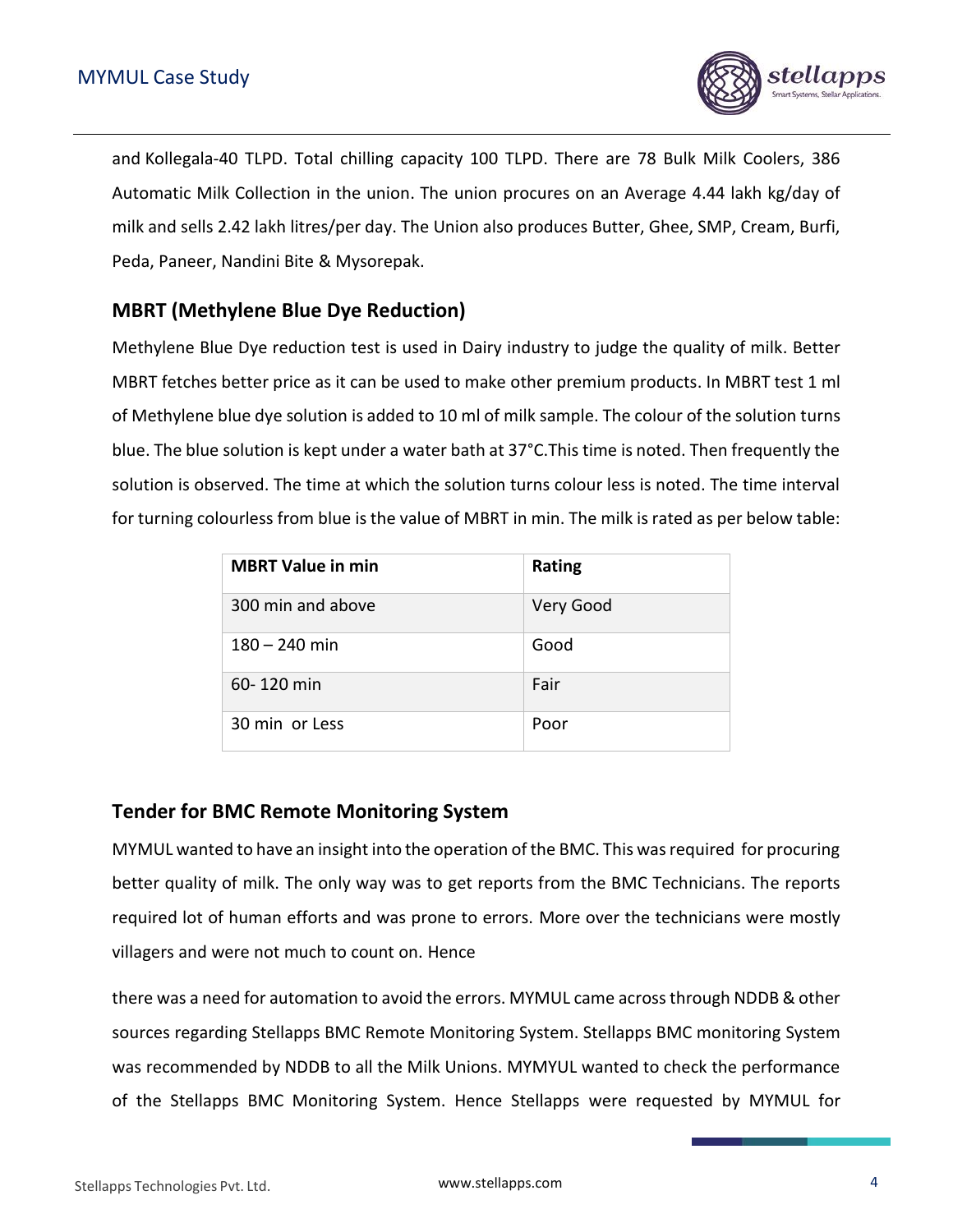and Kollegala-40 TLPD. Total chilling capacity 100 TLPD. There are 78 Bulk Milk Coolers, 386 Automatic Milk Collection in the union. The union procures on an Average 4.44 lakh kg/day of milk and sells 2.42 lakh litres/per day. The Union also produces Butter, Ghee, SMP, Cream, Burfi, Peda, Paneer, Nandini Bite & Mysorepak.

## MBRT (Methylene Blue Dye Reduction)

Methylene Blue Dye reduction test is used in Dairy industry to judge the quality of milk. Better MBRT fetches better price as it can be used to make other premium products. In MBRT test 1 ml of Methylene blue dye solution is added to 10 ml of milk sample. The colour of the solution turns blue. The blue solution is kept under a water bath at 37°C.This time is noted. Then frequently the solution is observed. The time at which the solution turns colour less is noted. The time interval for turning colourless from blue is the value of MBRT in min. The milk is rated as per below table:

| MBRT Value in min | Rating |
|---|---|
| 300 min and above | Very Good |
| 180 – 240 min | Good |
| 60- 120 min | Fair |
| 30 min or Less | Poor |

## Tender for BMC Remote Monitoring System

MYMUL wanted to have an insight into the operation of the BMC. This was required for procuring better quality of milk. The only way was to get reports from the BMC Technicians. The reports required lot of human efforts and was prone to errors. More over the technicians were mostly villagers and were not much to count on. Hence

there was a need for automation to avoid the errors. MYMUL came across through NDDB & other sources regarding Stellapps BMC Remote Monitoring System. Stellapps BMC monitoring System was recommended by NDDB to all the Milk Unions. MYMYUL wanted to check the performance of the Stellapps BMC Monitoring System. Hence Stellapps were requested by MYMUL for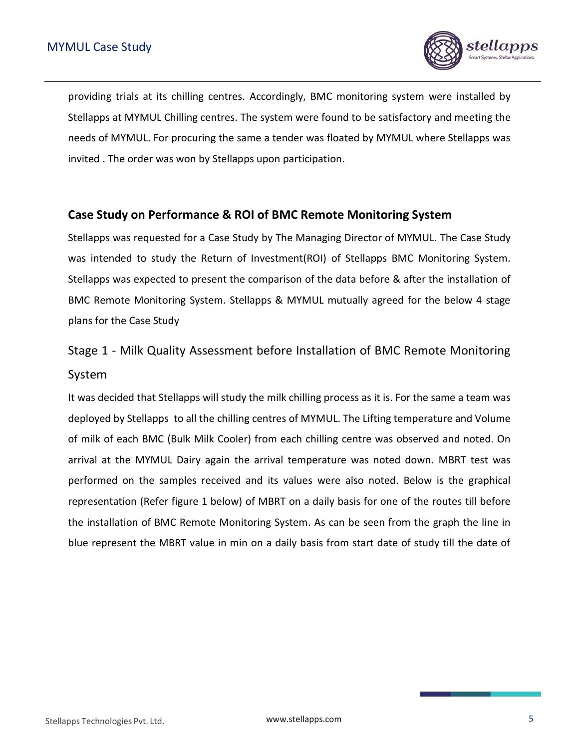providing trials at its chilling centres. Accordingly, BMC monitoring system were installed by Stellapps at MYMUL Chilling centres. The system were found to be satisfactory and meeting the needs of MYMUL. For procuring the same a tender was floated by MYMUL where Stellapps was invited . The order was won by Stellapps upon participation.

## Case Study on Performance & ROI of BMC Remote Monitoring System

Stellapps was requested for a Case Study by The Managing Director of MYMUL. The Case Study was intended to study the Return of Investment(ROI) of Stellapps BMC Monitoring System. Stellapps was expected to present the comparison of the data before & after the installation of BMC Remote Monitoring System. Stellapps & MYMUL mutually agreed for the below 4 stage plans for the Case Study

### Stage 1 - Milk Quality Assessment before Installation of BMC Remote Monitoring System

It was decided that Stellapps will study the milk chilling process as it is. For the same a team was deployed by Stellapps to all the chilling centres of MYMUL. The Lifting temperature and Volume of milk of each BMC (Bulk Milk Cooler) from each chilling centre was observed and noted. On arrival at the MYMUL Dairy again the arrival temperature was noted down. MBRT test was performed on the samples received and its values were also noted. Below is the graphical representation (Refer figure 1 below) of MBRT on a daily basis for one of the routes till before the installation of BMC Remote Monitoring System. As can be seen from the graph the line in blue represent the MBRT value in min on a daily basis from start date of study till the date of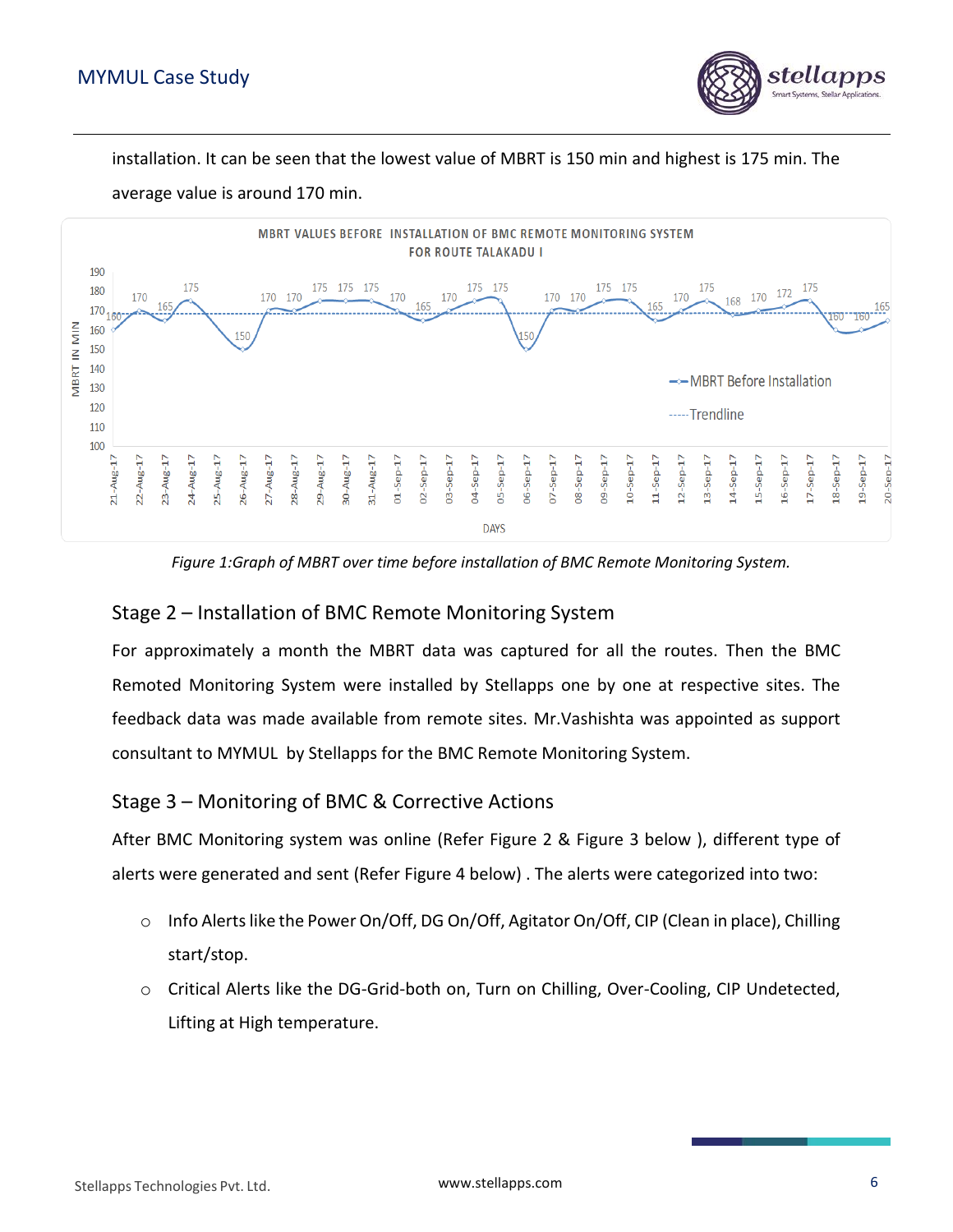installation. It can be seen that the lowest value of MBRT is 150 min and highest is 175 min. The average value is around 170 min.

*Figure 1:Graph of MBRT over time before installation of BMC Remote Monitoring System.*

## Stage 2 – Installation of BMC Remote Monitoring System

For approximately a month the MBRT data was captured for all the routes. Then the BMC Remoted Monitoring System were installed by Stellapps one by one at respective sites. The feedback data was made available from remote sites. Mr.Vashishta was appointed as support consultant to MYMUL by Stellapps for the BMC Remote Monitoring System.

## Stage 3 – Monitoring of BMC & Corrective Actions

After BMC Monitoring system was online (Refer Figure 2 & Figure 3 below ), different type of alerts were generated and sent (Refer Figure 4 below) . The alerts were categorized into two:

- Info Alerts like the Power On/Off, DG On/Off, Agitator On/Off, CIP (Clean in place), Chilling start/stop.
- Critical Alerts like the DG-Grid-both on, Turn on Chilling, Over-Cooling, CIP Undetected, Lifting at High temperature.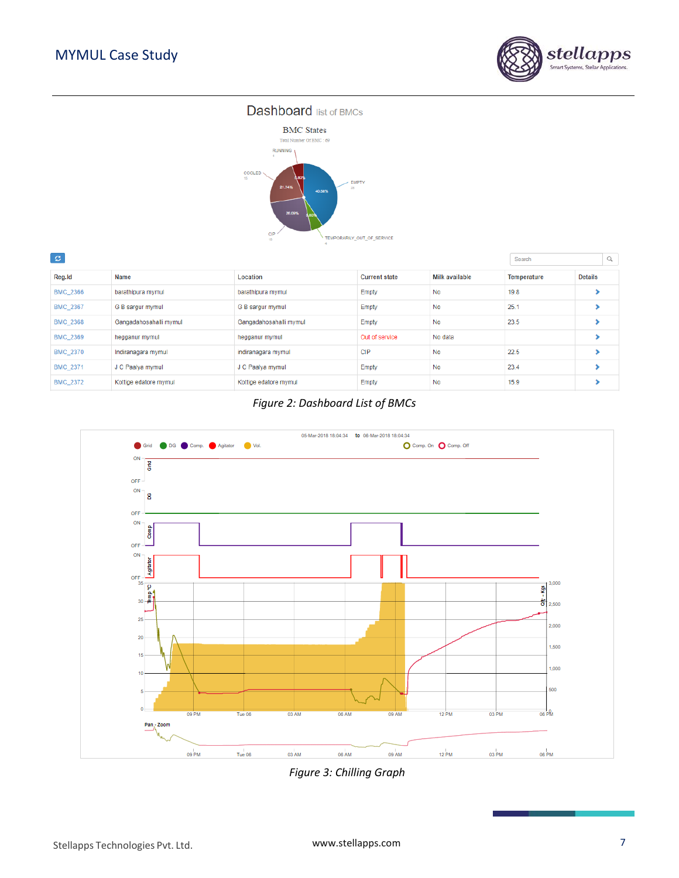Dashboard list of BMCs

BMC States

Total Number Of BMC : 69

| Reg.Id | Name | Location | Current state | Milk available | Temperature | Details |
|---|---|---|---|---|---|---|
| BMC_2366 | barathipura mymul | barathipura mymul | Empty | No | 19.8 | › |
| BMC_2367 | G B sargur mymul | G B sargur mymul | Empty | No | 25.1 | › |
| BMC_2368 | Gangadahosahalli mymul | Gangadahosahalli mymul | Empty | No | 23.5 | › |
| BMC_2369 | hegganur mymul | hegganur mymul | Out of service | No data | | › |
| BMC_2370 | Indiranagara mymul | indiranagara mymul | CIP | No | 22.5 | › |
| BMC_2371 | J C Paalya mymul | J C Paalya mymul | Empty | No | 23.4 | › |
| BMC_2372 | Koltige edatore mymul | Koltige edatore mymul | Empty | No | 15.9 | › |

*Figure 2: Dashboard List of BMCs*

*Figure 3: Chilling Graph*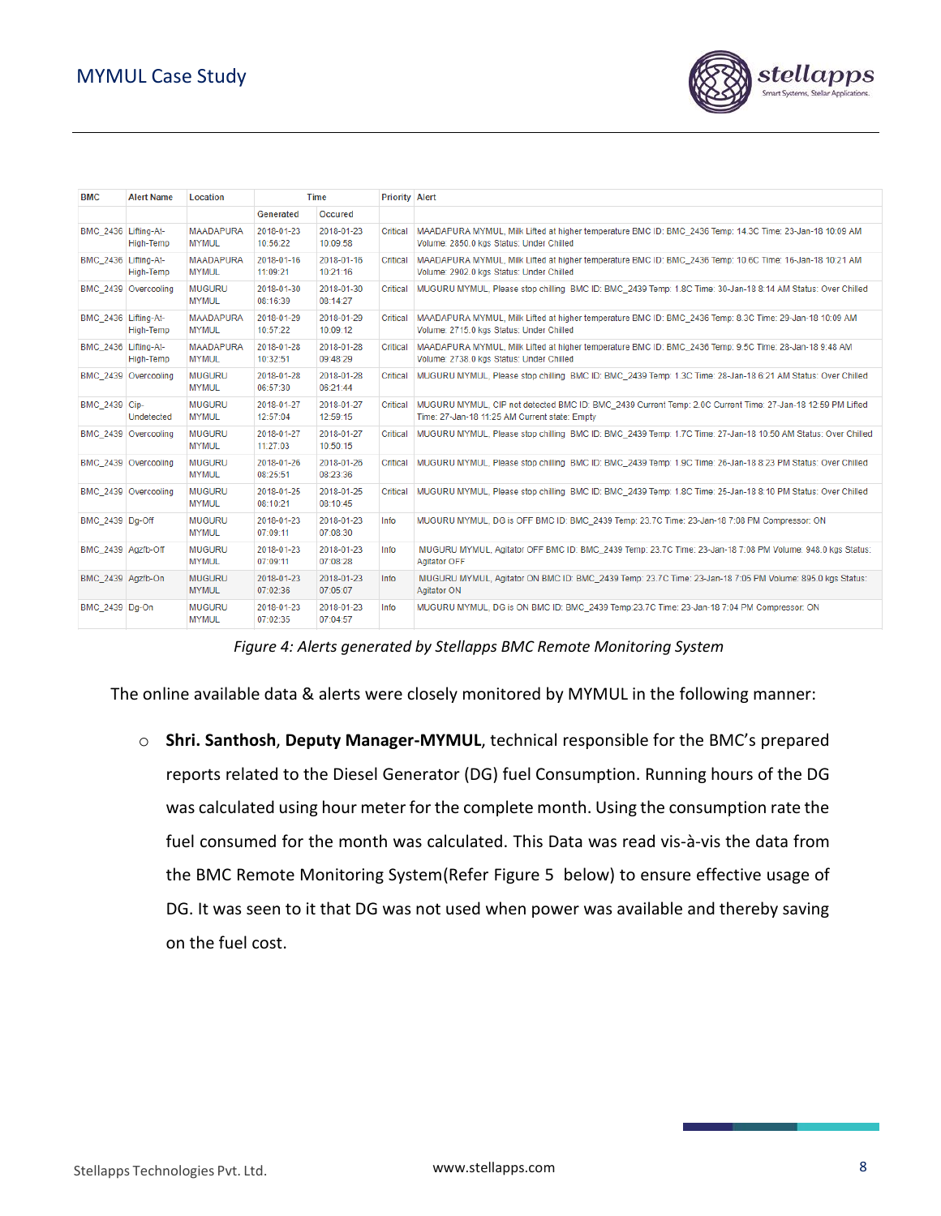| BMC | Alert Name | Location | Time | | Priority | Alert |
|---|---|---|---|---|---|---|
| | | | Generated | Occured | | |
| BMC_2436 | Lifting-At-High-Temp | MAADAPURA MYMUL | 2018-01-23 10:56:22 | 2018-01-23 10:09:58 | Critical | MAADAPURA MYMUL, Milk Lifted at higher temperature BMC ID: BMC_2436 Temp: 14.3C Time: 23-Jan-18 10:09 AM Volume: 2850.0 kgs Status: Under Chilled |
| BMC_2436 | Lifting-At-High-Temp | MAADAPURA MYMUL | 2018-01-16 11:09:21 | 2018-01-16 10:21:16 | Critical | MAADAPURA MYMUL, Milk Lifted at higher temperature BMC ID: BMC_2436 Temp: 10.6C Time: 16-Jan-18 10:21 AM Volume: 2902.0 kgs Status: Under Chilled |
| BMC_2439 | Overcooling | MUGURU MYMUL | 2018-01-30 08:16:39 | 2018-01-30 08:14:27 | Critical | MUGURU MYMUL, Please stop chilling BMC ID: BMC_2439 Temp: 1.8C Time: 30-Jan-18 8:14 AM Status: Over Chilled |
| BMC_2436 | Lifting-At-High-Temp | MAADAPURA MYMUL | 2018-01-29 10:57:22 | 2018-01-29 10:09:12 | Critical | MAADAPURA MYMUL, Milk Lifted at higher temperature BMC ID: BMC_2436 Temp: 8.3C Time: 29-Jan-18 10:09 AM Volume: 2715.0 kgs Status: Under Chilled |
| BMC_2436 | Lifting-At-High-Temp | MAADAPURA MYMUL | 2018-01-28 10:32:51 | 2018-01-28 09:48:29 | Critical | MAADAPURA MYMUL, Milk Lifted at higher temperature BMC ID: BMC_2436 Temp: 9.5C Time: 28-Jan-18 9:48 AM Volume: 2738.0 kgs Status: Under Chilled |
| BMC_2439 | Overcooling | MUGURU MYMUL | 2018-01-28 06:57:30 | 2018-01-28 06:21:44 | Critical | MUGURU MYMUL, Please stop chilling BMC ID: BMC_2439 Temp: 1.3C Time: 28-Jan-18 6:21 AM Status: Over Chilled |
| BMC_2439 | Cip-Undetected | MUGURU MYMUL | 2018-01-27 12:57:04 | 2018-01-27 12:59:15 | Critical | MUGURU MYMUL, CIP not detected BMC ID: BMC_2439 Current Temp: 2.0C Current Time: 27-Jan-18 12:59 PM Lifted Time: 27-Jan-18 11:25 AM Current state: Empty |
| BMC_2439 | Overcooling | MUGURU MYMUL | 2018-01-27 11:27:03 | 2018-01-27 10:50:15 | Critical | MUGURU MYMUL, Please stop chilling BMC ID: BMC_2439 Temp: 1.7C Time: 27-Jan-18 10:50 AM Status: Over Chilled |
| BMC_2439 | Overcooling | MUGURU MYMUL | 2018-01-26 08:25:51 | 2018-01-26 08:23:36 | Critical | MUGURU MYMUL, Please stop chilling BMC ID: BMC_2439 Temp: 1.9C Time: 26-Jan-18 8:23 PM Status: Over Chilled |
| BMC_2439 | Overcooling | MUGURU MYMUL | 2018-01-25 08:10:21 | 2018-01-25 08:10:45 | Critical | MUGURU MYMUL, Please stop chilling BMC ID: BMC_2439 Temp: 1.8C Time: 25-Jan-18 8:10 PM Status: Over Chilled |
| BMC_2439 | Dg-Off | MUGURU MYMUL | 2018-01-23 07:09:11 | 2018-01-23 07:08:30 | Info | MUGURU MYMUL, DG is OFF BMC ID: BMC_2439 Temp: 23.7C Time: 23-Jan-18 7:08 PM Compressor: ON |
| BMC_2439 | Agztb-Off | MUGURU MYMUL | 2018-01-23 07:09:11 | 2018-01-23 07:08:28 | Info | MUGURU MYMUL, Agitator OFF BMC ID: BMC_2439 Temp: 23.7C Time: 23-Jan-18 7:08 PM Volume: 948.0 kgs Status: Agitator OFF |
| BMC_2439 | Agztb-On | MUGURU MYMUL | 2018-01-23 07:02:36 | 2018-01-23 07:05:07 | Info | MUGURU MYMUL, Agitator ON BMC ID: BMC_2439 Temp: 23.7C Time: 23-Jan-18 7:05 PM Volume: 895.0 kgs Status: Agitator ON |
| BMC_2439 | Dg-On | MUGURU MYMUL | 2018-01-23 07:02:35 | 2018-01-23 07:04:57 | Info | MUGURU MYMUL, DG is ON BMC ID: BMC_2439 Temp 23.7C Time: 23-Jan-18 7:04 PM Compressor: ON |

*Figure 4: Alerts generated by Stellapps BMC Remote Monitoring System*

The online available data & alerts were closely monitored by MYMUL in the following manner:

- **Shri. Santhosh**, **Deputy Manager-MYMUL**, technical responsible for the BMC's prepared reports related to the Diesel Generator (DG) fuel Consumption. Running hours of the DG was calculated using hour meter for the complete month. Using the consumption rate the fuel consumed for the month was calculated. This Data was read vis-à-vis the data from the BMC Remote Monitoring System(Refer Figure 5 below) to ensure effective usage of DG. It was seen to it that DG was not used when power was available and thereby saving on the fuel cost.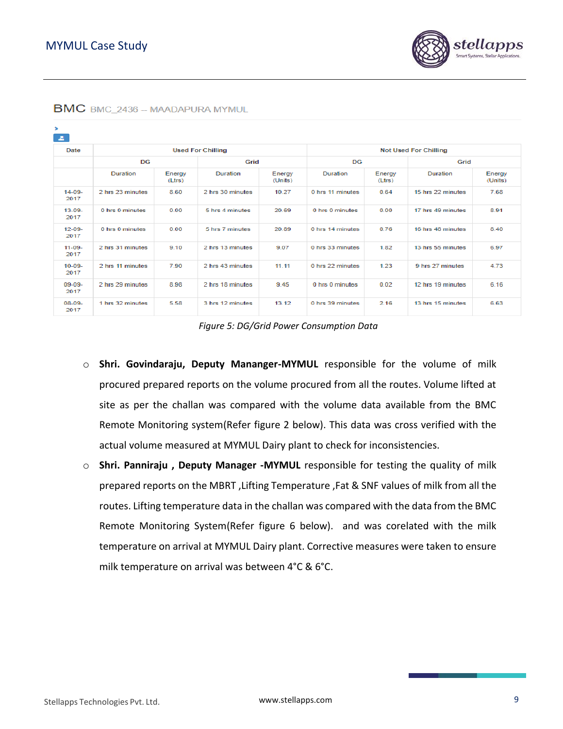BMC BMC_2436 – MAADAPURA MYMUL

| Date | Used For Chilling | | | | Not Used For Chilling | | | |
|---|---|---|---|---|---|---|---|---|
| | DG | | Grid | | DG | | Grid | |
| | Duration | Energy (Ltrs) | Duration | Energy (Units) | Duration | Energy (Ltrs) | Duration | Energy (Units) |
| 14-09-2017 | 2 hrs 23 minutes | 8.60 | 2 hrs 30 minutes | 10.27 | 0 hrs 11 minutes | 0.64 | 15 hrs 22 minutes | 7.68 |
| 13-09-2017 | 0 hrs 0 minutes | 0.00 | 5 hrs 4 minutes | 20.69 | 0 hrs 0 minutes | 0.00 | 17 hrs 49 minutes | 8.91 |
| 12-09-2017 | 0 hrs 0 minutes | 0.00 | 5 hrs 7 minutes | 20.89 | 0 hrs 14 minutes | 0.76 | 16 hrs 48 minutes | 8.40 |
| 11-09-2017 | 2 hrs 31 minutes | 9.10 | 2 hrs 13 minutes | 9.07 | 0 hrs 33 minutes | 1.82 | 13 hrs 55 minutes | 6.97 |
| 10-09-2017 | 2 hrs 11 minutes | 7.90 | 2 hrs 43 minutes | 11.11 | 0 hrs 22 minutes | 1.23 | 9 hrs 27 minutes | 4.73 |
| 09-09-2017 | 2 hrs 29 minutes | 8.98 | 2 hrs 18 minutes | 9.45 | 0 hrs 0 minutes | 0.02 | 12 hrs 19 minutes | 6.16 |
| 08-09-2017 | 1 hrs 32 minutes | 5.58 | 3 hrs 12 minutes | 13.12 | 0 hrs 39 minutes | 2.16 | 13 hrs 15 minutes | 6.63 |

*Figure 5: DG/Grid Power Consumption Data*

- **Shri. Govindaraju, Deputy Mananger-MYMUL** responsible for the volume of milk procured prepared reports on the volume procured from all the routes. Volume lifted at site as per the challan was compared with the volume data available from the BMC Remote Monitoring system(Refer figure 2 below). This data was cross verified with the actual volume measured at MYMUL Dairy plant to check for inconsistencies.
- **Shri. Panniraju , Deputy Manager -MYMUL** responsible for testing the quality of milk prepared reports on the MBRT ,Lifting Temperature ,Fat & SNF values of milk from all the routes. Lifting temperature data in the challan was compared with the data from the BMC Remote Monitoring System(Refer figure 6 below). and was corelated with the milk temperature on arrival at MYMUL Dairy plant. Corrective measures were taken to ensure milk temperature on arrival was between 4°C & 6°C.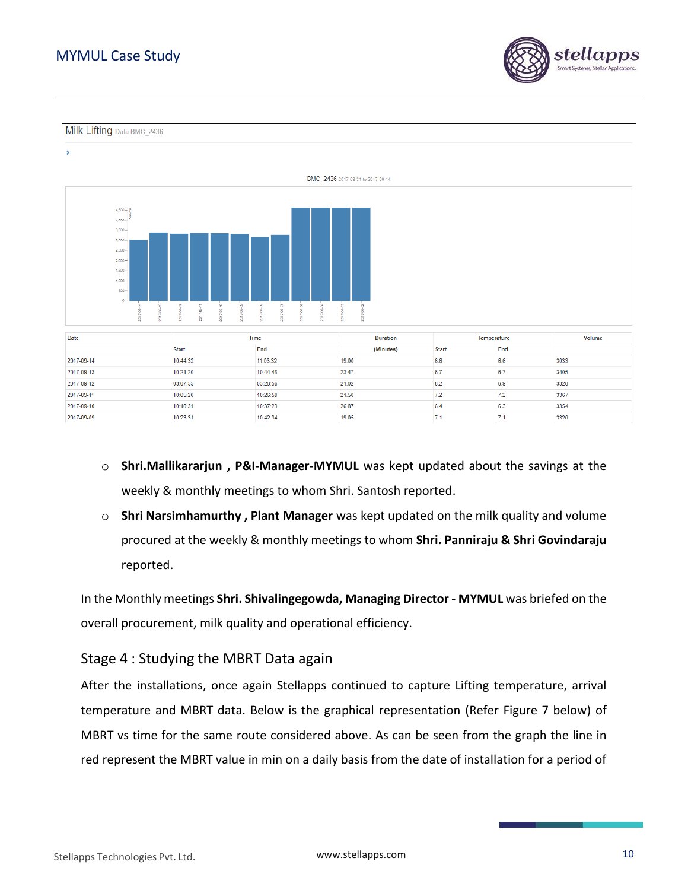Milk Lifting Data BMC_2436

BMC_2436 2017-08-31 to 2017-09-14

| Date | Time | | Duration | Temperature | | Volume |
|---|---|---|---|---|---|---|
| | Start | End | (Minutes) | Start | End | |
| 2017-09-14 | 10:44:32 | 11:03:32 | 19.00 | 6.6 | 6.6 | 3033 |
| 2017-09-13 | 10:21:20 | 10:44:48 | 23.47 | 6.7 | 6.7 | 3405 |
| 2017-09-12 | 03:07:55 | 03:28:56 | 21.02 | 8.2 | 6.9 | 3328 |
| 2017-09-11 | 10:05:20 | 10:26:50 | 21.50 | 7.2 | 7.2 | 3367 |
| 2017-09-10 | 10:10:31 | 10:37:23 | 26.87 | 6.4 | 6.3 | 3354 |
| 2017-09-09 | 10:23:31 | 10:42:34 | 19.05 | 7.1 | 7.1 | 3320 |

- **Shri.Mallikararjun , P&I-Manager-MYMUL** was kept updated about the savings at the weekly & monthly meetings to whom Shri. Santosh reported.
- **Shri Narsimhamurthy , Plant Manager** was kept updated on the milk quality and volume procured at the weekly & monthly meetings to whom **Shri. Panniraju & Shri Govindaraju** reported.

In the Monthly meetings **Shri. Shivalingegowda, Managing Director - MYMUL** was briefed on the overall procurement, milk quality and operational efficiency.

## Stage 4 : Studying the MBRT Data again

After the installations, once again Stellapps continued to capture Lifting temperature, arrival temperature and MBRT data. Below is the graphical representation (Refer Figure 7 below) of MBRT vs time for the same route considered above. As can be seen from the graph the line in red represent the MBRT value in min on a daily basis from the date of installation for a period of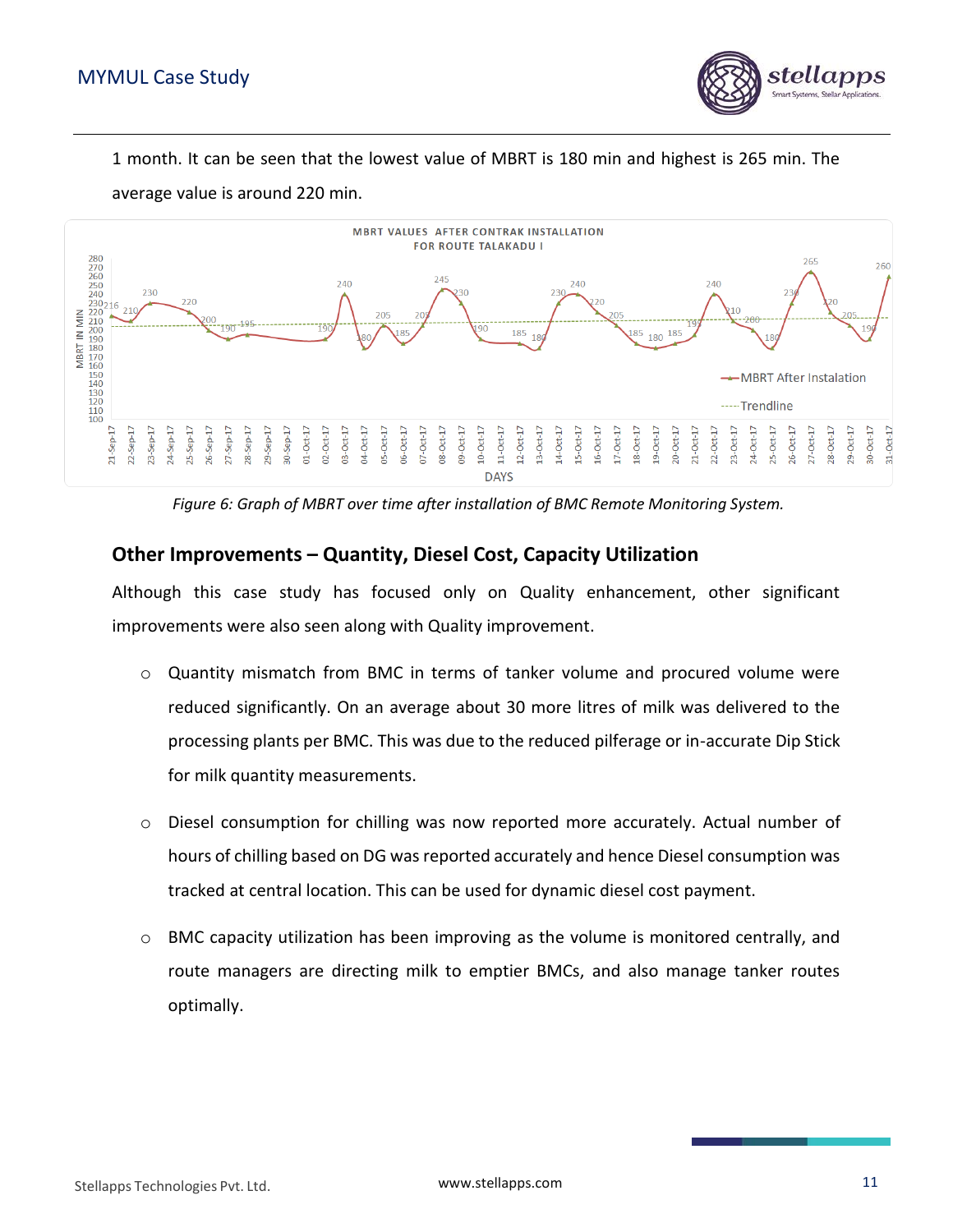1 month. It can be seen that the lowest value of MBRT is 180 min and highest is 265 min. The average value is around 220 min.

*Figure 6: Graph of MBRT over time after installation of BMC Remote Monitoring System.*

## Other Improvements – Quantity, Diesel Cost, Capacity Utilization

Although this case study has focused only on Quality enhancement, other significant improvements were also seen along with Quality improvement.

- Quantity mismatch from BMC in terms of tanker volume and procured volume were reduced significantly. On an average about 30 more litres of milk was delivered to the processing plants per BMC. This was due to the reduced pilferage or in-accurate Dip Stick for milk quantity measurements.
- Diesel consumption for chilling was now reported more accurately. Actual number of hours of chilling based on DG was reported accurately and hence Diesel consumption was tracked at central location. This can be used for dynamic diesel cost payment.
- BMC capacity utilization has been improving as the volume is monitored centrally, and route managers are directing milk to emptier BMCs, and also manage tanker routes optimally.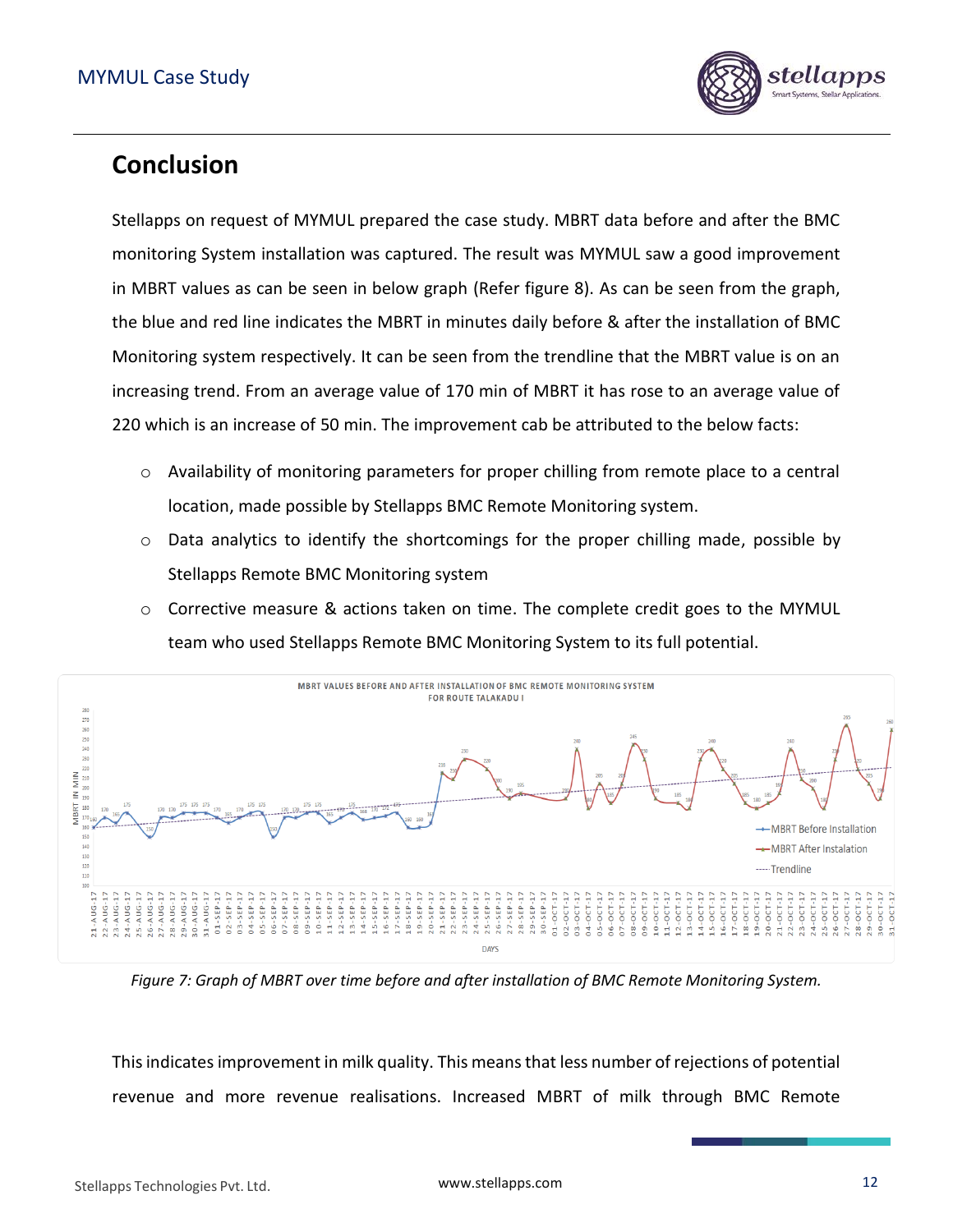## Conclusion

Stellapps on request of MYMUL prepared the case study. MBRT data before and after the BMC monitoring System installation was captured. The result was MYMUL saw a good improvement in MBRT values as can be seen in below graph (Refer figure 8). As can be seen from the graph, the blue and red line indicates the MBRT in minutes daily before & after the installation of BMC Monitoring system respectively. It can be seen from the trendline that the MBRT value is on an increasing trend. From an average value of 170 min of MBRT it has rose to an average value of 220 which is an increase of 50 min. The improvement cab be attributed to the below facts:

- Availability of monitoring parameters for proper chilling from remote place to a central location, made possible by Stellapps BMC Remote Monitoring system.
- Data analytics to identify the shortcomings for the proper chilling made, possible by Stellapps Remote BMC Monitoring system
- Corrective measure & actions taken on time. The complete credit goes to the MYMUL team who used Stellapps Remote BMC Monitoring System to its full potential.

*Figure 7: Graph of MBRT over time before and after installation of BMC Remote Monitoring System.*

This indicates improvement in milk quality. This means that less number of rejections of potential revenue and more revenue realisations. Increased MBRT of milk through BMC Remote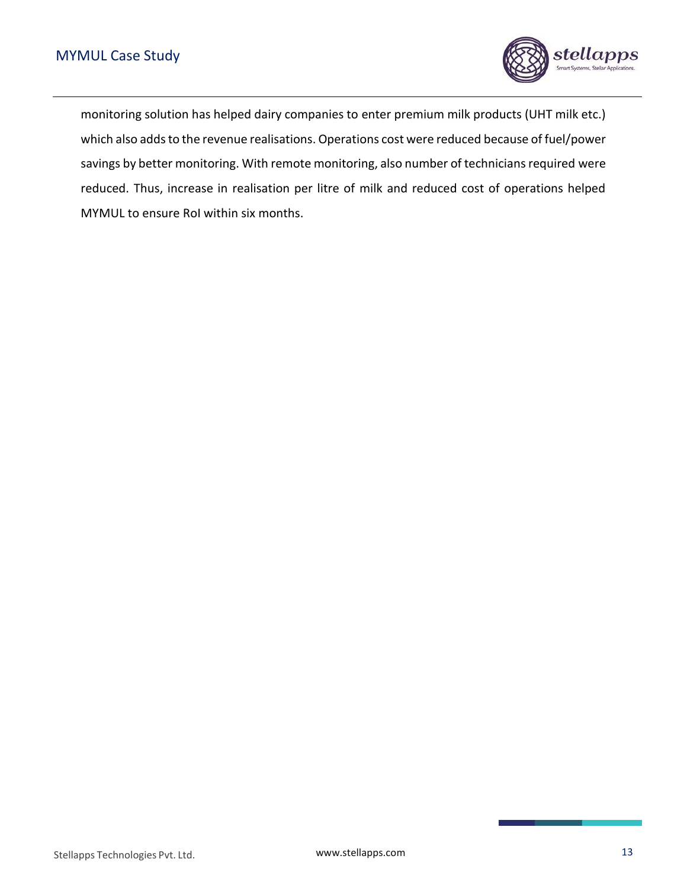monitoring solution has helped dairy companies to enter premium milk products (UHT milk etc.) which also adds to the revenue realisations. Operations cost were reduced because of fuel/power savings by better monitoring. With remote monitoring, also number of technicians required were reduced. Thus, increase in realisation per litre of milk and reduced cost of operations helped MYMUL to ensure RoI within six months.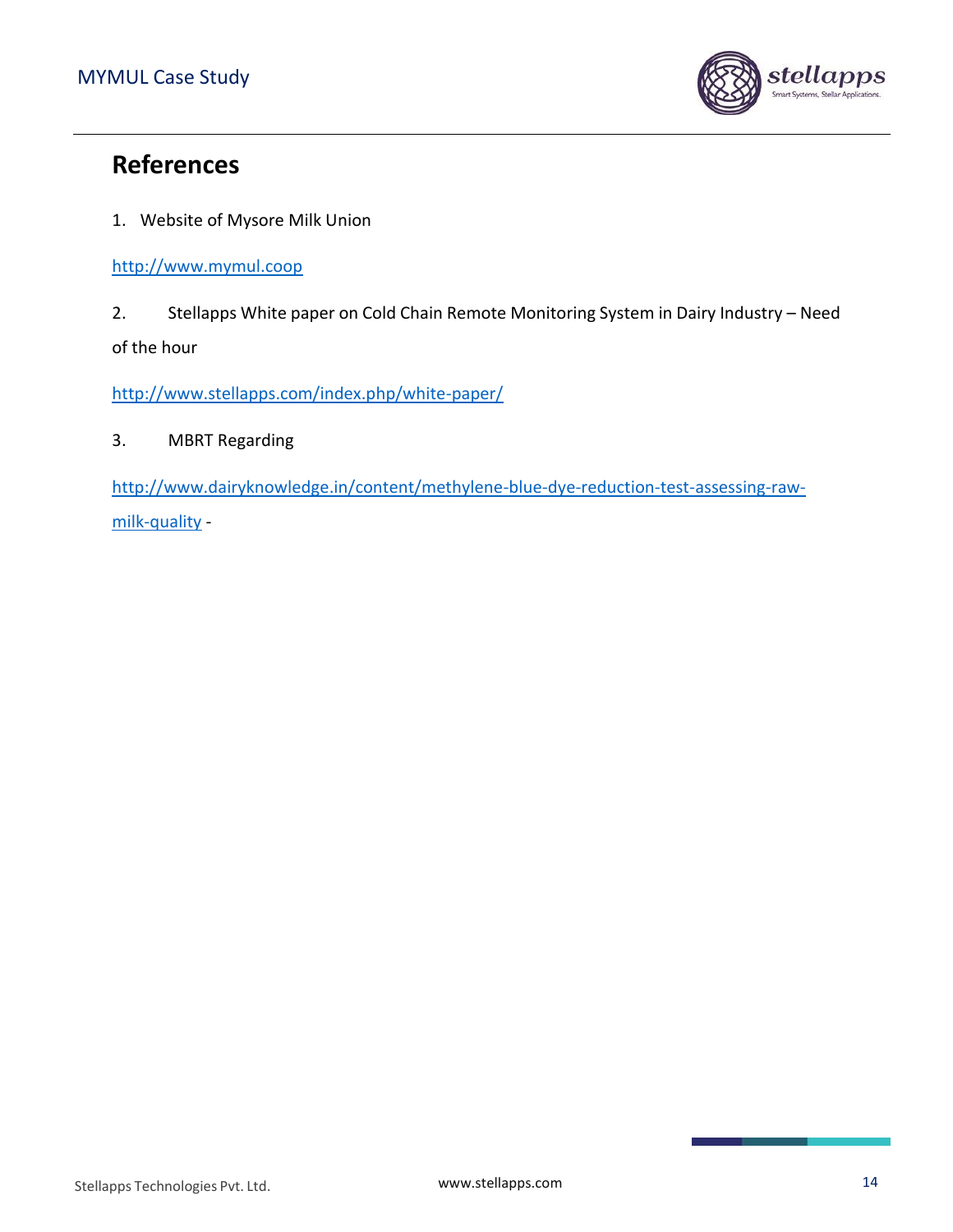## References

1. Website of Mysore Milk Union

http://www.mymul.coop

2. Stellapps White paper on Cold Chain Remote Monitoring System in Dairy Industry – Need of the hour

http://www.stellapps.com/index.php/white-paper/

3. MBRT Regarding

http://www.dairyknowledge.in/content/methylene-blue-dye-reduction-test-assessing-raw-milk-quality -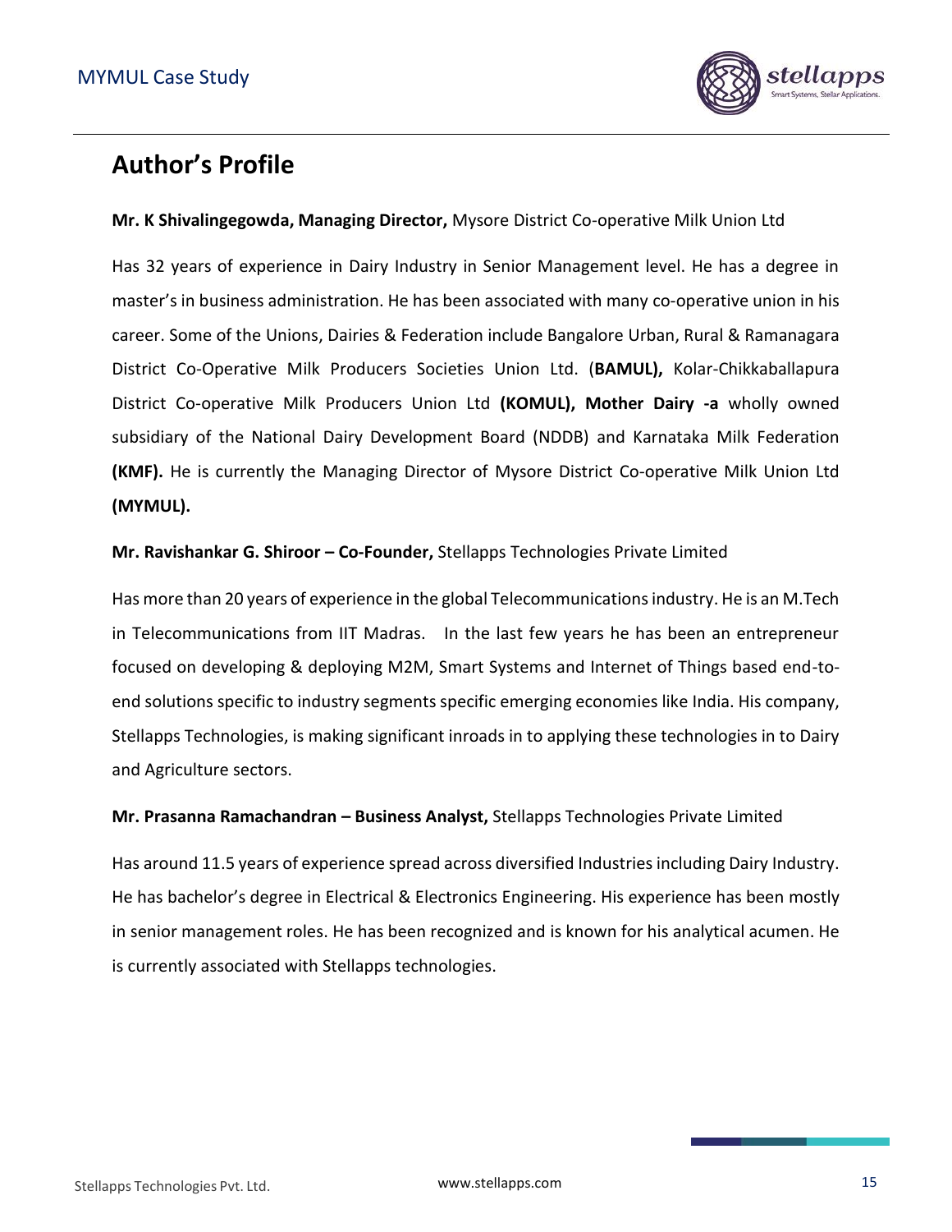## Author's Profile

**Mr. K Shivalingegowda, Managing Director,** Mysore District Co-operative Milk Union Ltd

Has 32 years of experience in Dairy Industry in Senior Management level. He has a degree in master's in business administration. He has been associated with many co-operative union in his career. Some of the Unions, Dairies & Federation include Bangalore Urban, Rural & Ramanagara District Co-Operative Milk Producers Societies Union Ltd. (**BAMUL),** Kolar-Chikkaballapura District Co-operative Milk Producers Union Ltd **(KOMUL), Mother Dairy -a** wholly owned subsidiary of the National Dairy Development Board (NDDB) and Karnataka Milk Federation **(KMF).** He is currently the Managing Director of Mysore District Co-operative Milk Union Ltd **(MYMUL).**

**Mr. Ravishankar G. Shiroor – Co-Founder,** Stellapps Technologies Private Limited

Has more than 20 years of experience in the global Telecommunications industry. He is an M.Tech in Telecommunications from IIT Madras. In the last few years he has been an entrepreneur focused on developing & deploying M2M, Smart Systems and Internet of Things based end-to-end solutions specific to industry segments specific emerging economies like India. His company, Stellapps Technologies, is making significant inroads in to applying these technologies in to Dairy and Agriculture sectors.

**Mr. Prasanna Ramachandran – Business Analyst,** Stellapps Technologies Private Limited

Has around 11.5 years of experience spread across diversified Industries including Dairy Industry. He has bachelor's degree in Electrical & Electronics Engineering. His experience has been mostly in senior management roles. He has been recognized and is known for his analytical acumen. He is currently associated with Stellapps technologies.